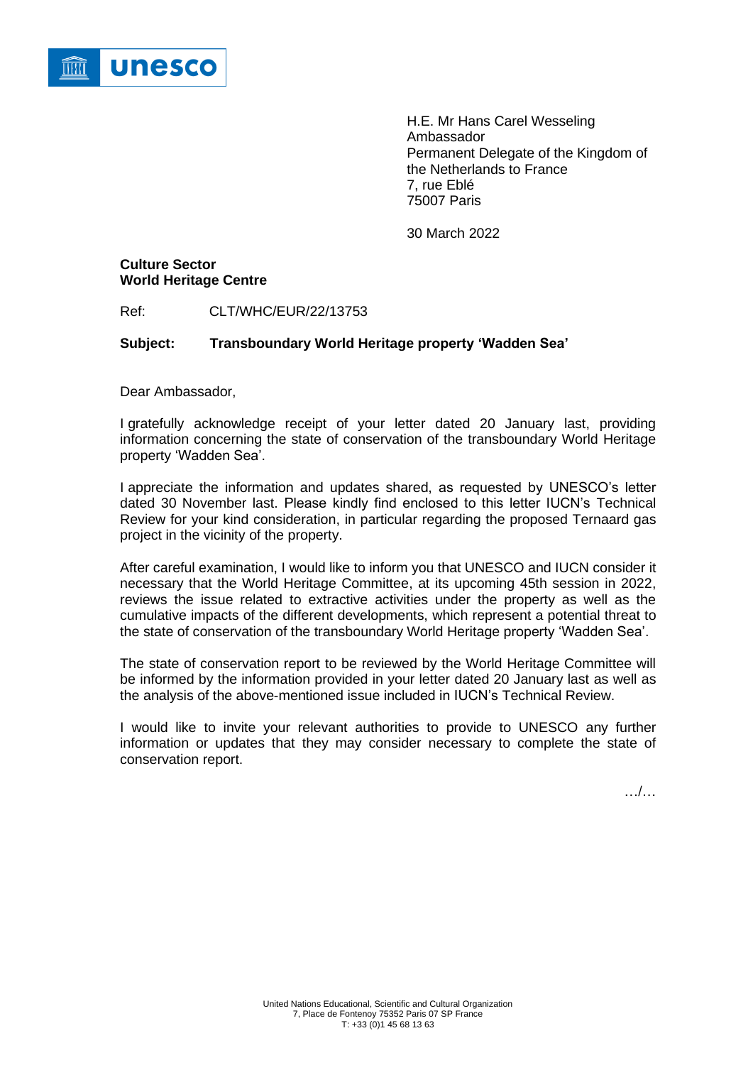unesco

H.E. Mr Hans Carel Wesseling
Ambassador
Permanent Delegate of the Kingdom of the Netherlands to France
7, rue Eblé
75007 Paris

30 March 2022

**Culture Sector**
**World Heritage Centre**

Ref: CLT/WHC/EUR/22/13753

**Subject: Transboundary World Heritage property 'Wadden Sea'**

Dear Ambassador,

I gratefully acknowledge receipt of your letter dated 20 January last, providing information concerning the state of conservation of the transboundary World Heritage property 'Wadden Sea'.

I appreciate the information and updates shared, as requested by UNESCO's letter dated 30 November last. Please kindly find enclosed to this letter IUCN's Technical Review for your kind consideration, in particular regarding the proposed Ternaard gas project in the vicinity of the property.

After careful examination, I would like to inform you that UNESCO and IUCN consider it necessary that the World Heritage Committee, at its upcoming 45th session in 2022, reviews the issue related to extractive activities under the property as well as the cumulative impacts of the different developments, which represent a potential threat to the state of conservation of the transboundary World Heritage property 'Wadden Sea'.

The state of conservation report to be reviewed by the World Heritage Committee will be informed by the information provided in your letter dated 20 January last as well as the analysis of the above-mentioned issue included in IUCN's Technical Review.

I would like to invite your relevant authorities to provide to UNESCO any further information or updates that they may consider necessary to complete the state of conservation report.

…/…

United Nations Educational, Scientific and Cultural Organization
7, Place de Fontenoy 75352 Paris 07 SP France
T: +33 (0)1 45 68 13 63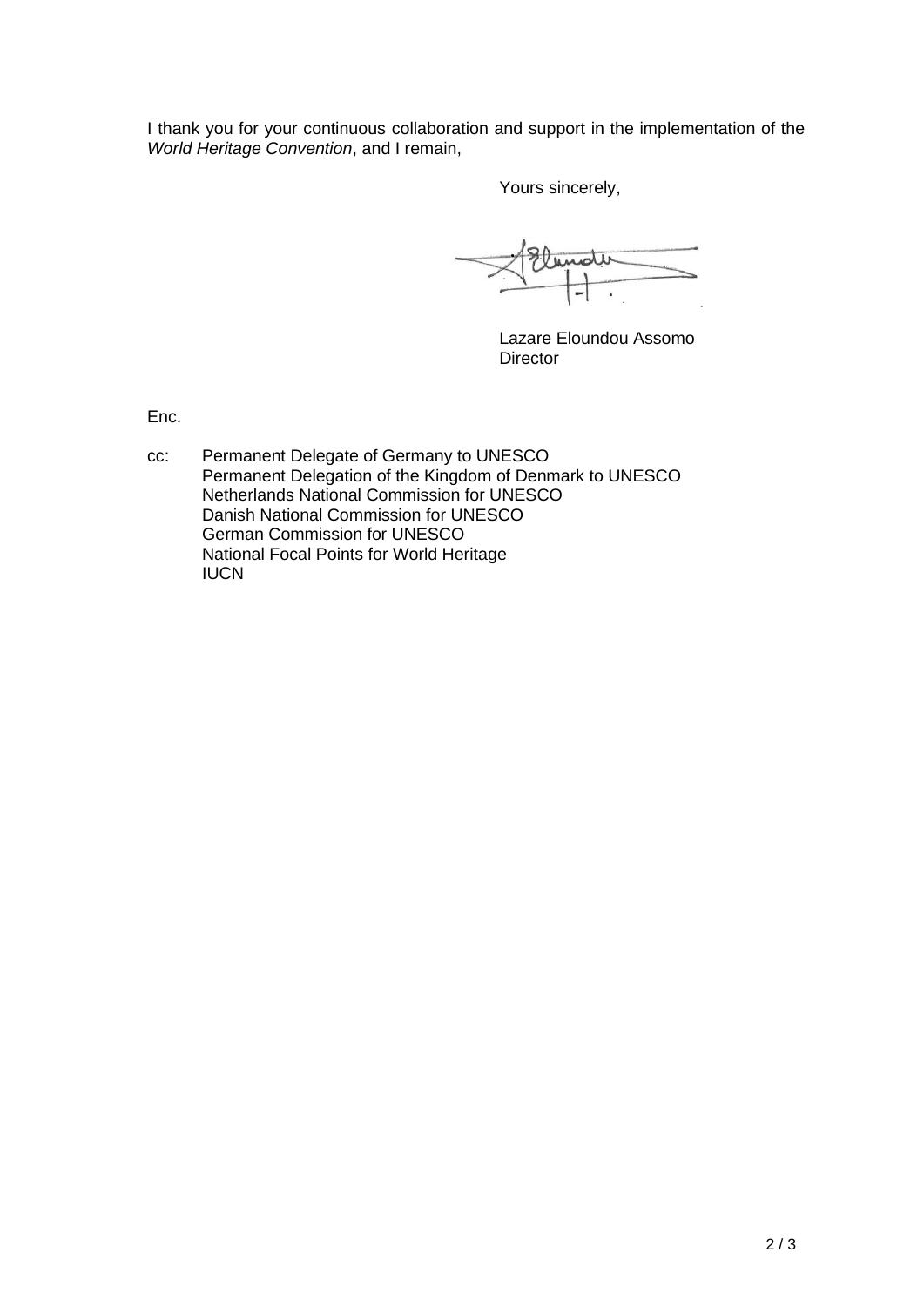I thank you for your continuous collaboration and support in the implementation of the *World Heritage Convention*, and I remain,

Yours sincerely,

Lazare Eloundou Assomo
Director

Enc.

cc: Permanent Delegate of Germany to UNESCO
Permanent Delegation of the Kingdom of Denmark to UNESCO
Netherlands National Commission for UNESCO
Danish National Commission for UNESCO
German Commission for UNESCO
National Focal Points for World Heritage
IUCN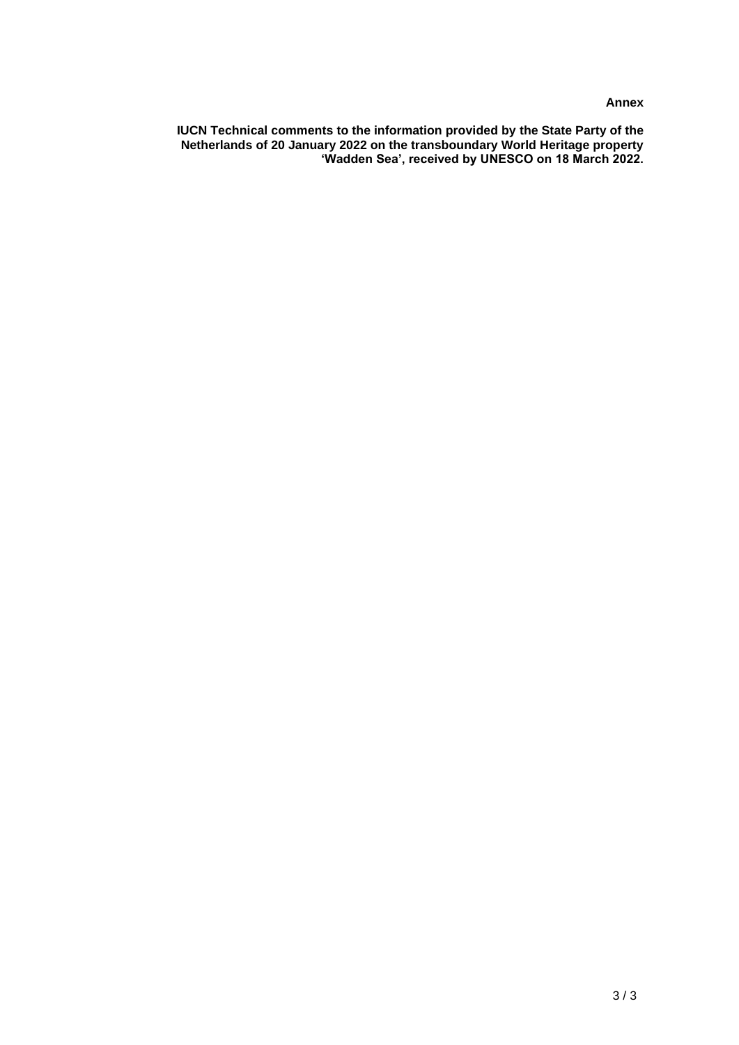**Annex**

**IUCN Technical comments to the information provided by the State Party of the Netherlands of 20 January 2022 on the transboundary World Heritage property 'Wadden Sea', received by UNESCO on 18 March 2022.**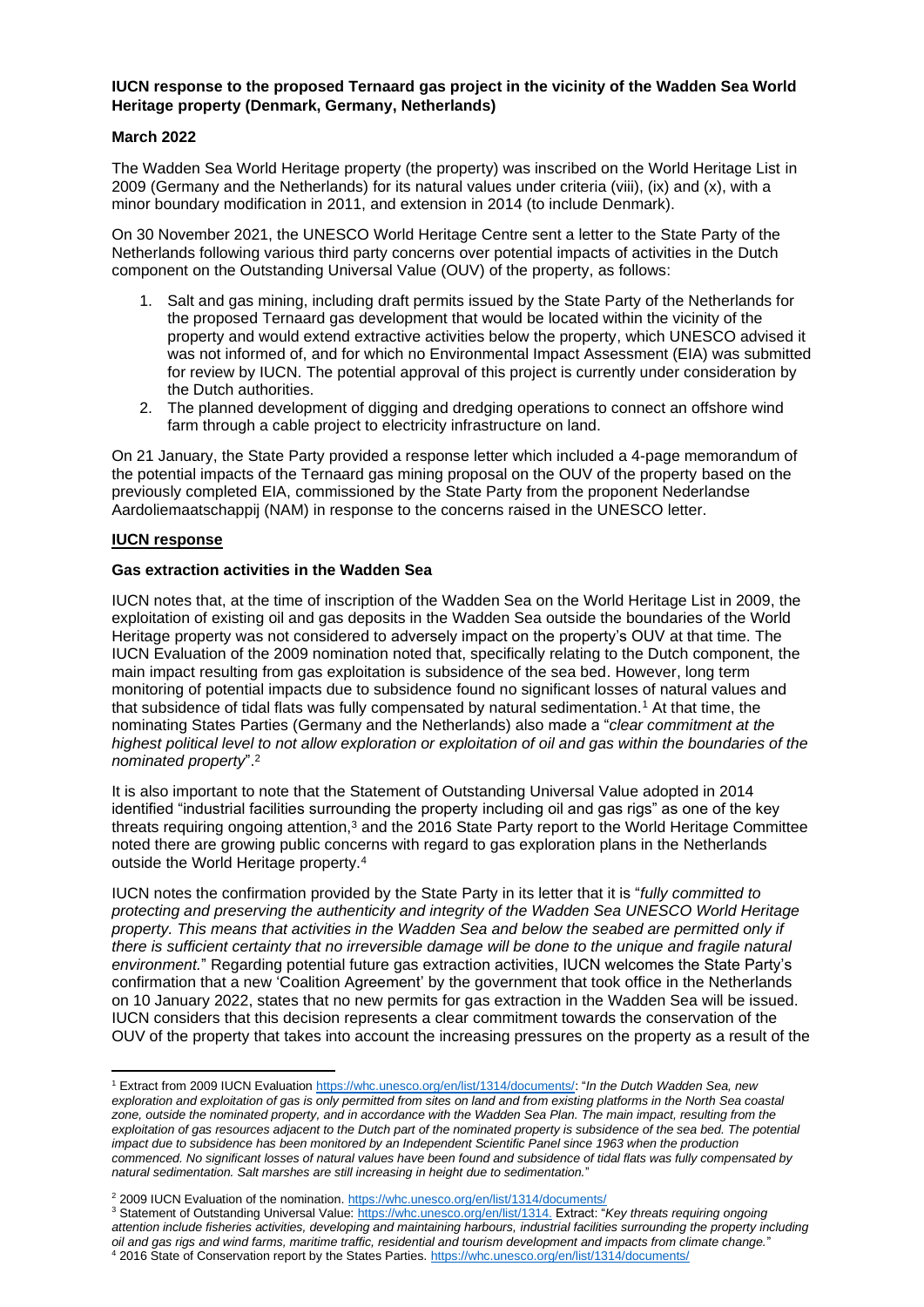**IUCN response to the proposed Ternaard gas project in the vicinity of the Wadden Sea World Heritage property (Denmark, Germany, Netherlands)**

**March 2022**

The Wadden Sea World Heritage property (the property) was inscribed on the World Heritage List in 2009 (Germany and the Netherlands) for its natural values under criteria (viii), (ix) and (x), with a minor boundary modification in 2011, and extension in 2014 (to include Denmark).

On 30 November 2021, the UNESCO World Heritage Centre sent a letter to the State Party of the Netherlands following various third party concerns over potential impacts of activities in the Dutch component on the Outstanding Universal Value (OUV) of the property, as follows:

1. Salt and gas mining, including draft permits issued by the State Party of the Netherlands for the proposed Ternaard gas development that would be located within the vicinity of the property and would extend extractive activities below the property, which UNESCO advised it was not informed of, and for which no Environmental Impact Assessment (EIA) was submitted for review by IUCN. The potential approval of this project is currently under consideration by the Dutch authorities.
2. The planned development of digging and dredging operations to connect an offshore wind farm through a cable project to electricity infrastructure on land.

On 21 January, the State Party provided a response letter which included a 4-page memorandum of the potential impacts of the Ternaard gas mining proposal on the OUV of the property based on the previously completed EIA, commissioned by the State Party from the proponent Nederlandse Aardoliemaatschappij (NAM) in response to the concerns raised in the UNESCO letter.

## IUCN response

**Gas extraction activities in the Wadden Sea**

IUCN notes that, at the time of inscription of the Wadden Sea on the World Heritage List in 2009, the exploitation of existing oil and gas deposits in the Wadden Sea outside the boundaries of the World Heritage property was not considered to adversely impact on the property's OUV at that time. The IUCN Evaluation of the 2009 nomination noted that, specifically relating to the Dutch component, the main impact resulting from gas exploitation is subsidence of the sea bed. However, long term monitoring of potential impacts due to subsidence found no significant losses of natural values and that subsidence of tidal flats was fully compensated by natural sedimentation.[1] At that time, the nominating States Parties (Germany and the Netherlands) also made a "*clear commitment at the highest political level to not allow exploration or exploitation of oil and gas within the boundaries of the nominated property*".[2]

It is also important to note that the Statement of Outstanding Universal Value adopted in 2014 identified "industrial facilities surrounding the property including oil and gas rigs" as one of the key threats requiring ongoing attention,[3] and the 2016 State Party report to the World Heritage Committee noted there are growing public concerns with regard to gas exploration plans in the Netherlands outside the World Heritage property.[4]

IUCN notes the confirmation provided by the State Party in its letter that it is "*fully committed to protecting and preserving the authenticity and integrity of the Wadden Sea UNESCO World Heritage property. This means that activities in the Wadden Sea and below the seabed are permitted only if there is sufficient certainty that no irreversible damage will be done to the unique and fragile natural environment.*" Regarding potential future gas extraction activities, IUCN welcomes the State Party's confirmation that a new 'Coalition Agreement' by the government that took office in the Netherlands on 10 January 2022, states that no new permits for gas extraction in the Wadden Sea will be issued. IUCN considers that this decision represents a clear commitment towards the conservation of the OUV of the property that takes into account the increasing pressures on the property as a result of the

---

[1] Extract from 2009 IUCN Evaluation https://whc.unesco.org/en/list/1314/documents/: "*In the Dutch Wadden Sea, new exploration and exploitation of gas is only permitted from sites on land and from existing platforms in the North Sea coastal zone, outside the nominated property, and in accordance with the Wadden Sea Plan. The main impact, resulting from the exploitation of gas resources adjacent to the Dutch part of the nominated property is subsidence of the sea bed. The potential impact due to subsidence has been monitored by an Independent Scientific Panel since 1963 when the production commenced. No significant losses of natural values have been found and subsidence of tidal flats was fully compensated by natural sedimentation. Salt marshes are still increasing in height due to sedimentation.*"

[2] 2009 IUCN Evaluation of the nomination. https://whc.unesco.org/en/list/1314/documents/

[3] Statement of Outstanding Universal Value: https://whc.unesco.org/en/list/1314. Extract: "*Key threats requiring ongoing attention include fisheries activities, developing and maintaining harbours, industrial facilities surrounding the property including oil and gas rigs and wind farms, maritime traffic, residential and tourism development and impacts from climate change.*"

[4] 2016 State of Conservation report by the States Parties. https://whc.unesco.org/en/list/1314/documents/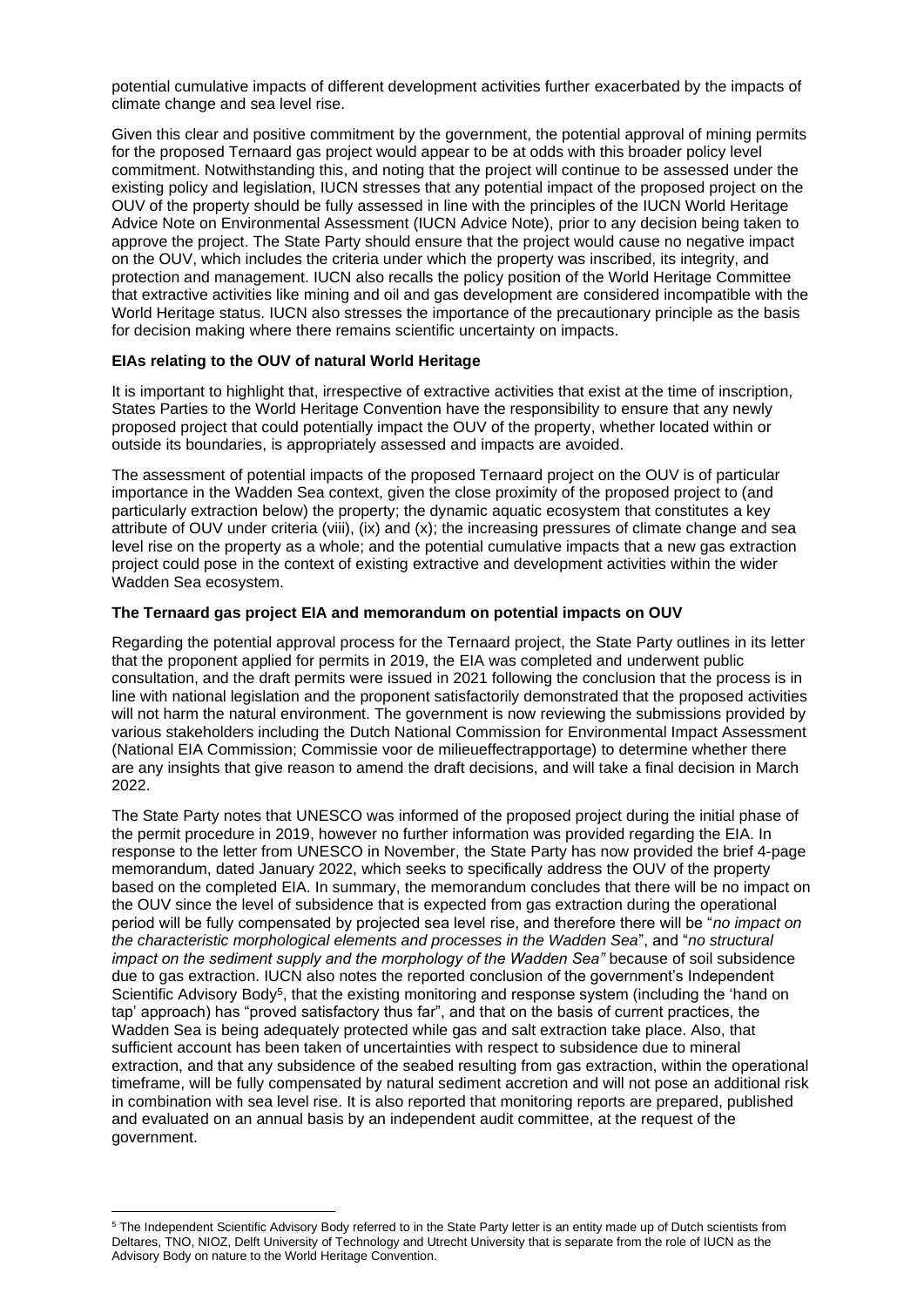potential cumulative impacts of different development activities further exacerbated by the impacts of climate change and sea level rise.

Given this clear and positive commitment by the government, the potential approval of mining permits for the proposed Ternaard gas project would appear to be at odds with this broader policy level commitment. Notwithstanding this, and noting that the project will continue to be assessed under the existing policy and legislation, IUCN stresses that any potential impact of the proposed project on the OUV of the property should be fully assessed in line with the principles of the IUCN World Heritage Advice Note on Environmental Assessment (IUCN Advice Note), prior to any decision being taken to approve the project. The State Party should ensure that the project would cause no negative impact on the OUV, which includes the criteria under which the property was inscribed, its integrity, and protection and management. IUCN also recalls the policy position of the World Heritage Committee that extractive activities like mining and oil and gas development are considered incompatible with the World Heritage status. IUCN also stresses the importance of the precautionary principle as the basis for decision making where there remains scientific uncertainty on impacts.

**EIAs relating to the OUV of natural World Heritage**

It is important to highlight that, irrespective of extractive activities that exist at the time of inscription, States Parties to the World Heritage Convention have the responsibility to ensure that any newly proposed project that could potentially impact the OUV of the property, whether located within or outside its boundaries, is appropriately assessed and impacts are avoided.

The assessment of potential impacts of the proposed Ternaard project on the OUV is of particular importance in the Wadden Sea context, given the close proximity of the proposed project to (and particularly extraction below) the property; the dynamic aquatic ecosystem that constitutes a key attribute of OUV under criteria (viii), (ix) and (x); the increasing pressures of climate change and sea level rise on the property as a whole; and the potential cumulative impacts that a new gas extraction project could pose in the context of existing extractive and development activities within the wider Wadden Sea ecosystem.

**The Ternaard gas project EIA and memorandum on potential impacts on OUV**

Regarding the potential approval process for the Ternaard project, the State Party outlines in its letter that the proponent applied for permits in 2019, the EIA was completed and underwent public consultation, and the draft permits were issued in 2021 following the conclusion that the process is in line with national legislation and the proponent satisfactorily demonstrated that the proposed activities will not harm the natural environment. The government is now reviewing the submissions provided by various stakeholders including the Dutch National Commission for Environmental Impact Assessment (National EIA Commission; Commissie voor de milieueffectrapportage) to determine whether there are any insights that give reason to amend the draft decisions, and will take a final decision in March 2022.

The State Party notes that UNESCO was informed of the proposed project during the initial phase of the permit procedure in 2019, however no further information was provided regarding the EIA. In response to the letter from UNESCO in November, the State Party has now provided the brief 4-page memorandum, dated January 2022, which seeks to specifically address the OUV of the property based on the completed EIA. In summary, the memorandum concludes that there will be no impact on the OUV since the level of subsidence that is expected from gas extraction during the operational period will be fully compensated by projected sea level rise, and therefore there will be "*no impact on the characteristic morphological elements and processes in the Wadden Sea*", and "*no structural impact on the sediment supply and the morphology of the Wadden Sea"* because of soil subsidence due to gas extraction. IUCN also notes the reported conclusion of the government's Independent Scientific Advisory Body[5], that the existing monitoring and response system (including the 'hand on tap' approach) has "proved satisfactory thus far", and that on the basis of current practices, the Wadden Sea is being adequately protected while gas and salt extraction take place. Also, that sufficient account has been taken of uncertainties with respect to subsidence due to mineral extraction, and that any subsidence of the seabed resulting from gas extraction, within the operational timeframe, will be fully compensated by natural sediment accretion and will not pose an additional risk in combination with sea level rise. It is also reported that monitoring reports are prepared, published and evaluated on an annual basis by an independent audit committee, at the request of the government.

[5] The Independent Scientific Advisory Body referred to in the State Party letter is an entity made up of Dutch scientists from Deltares, TNO, NIOZ, Delft University of Technology and Utrecht University that is separate from the role of IUCN as the Advisory Body on nature to the World Heritage Convention.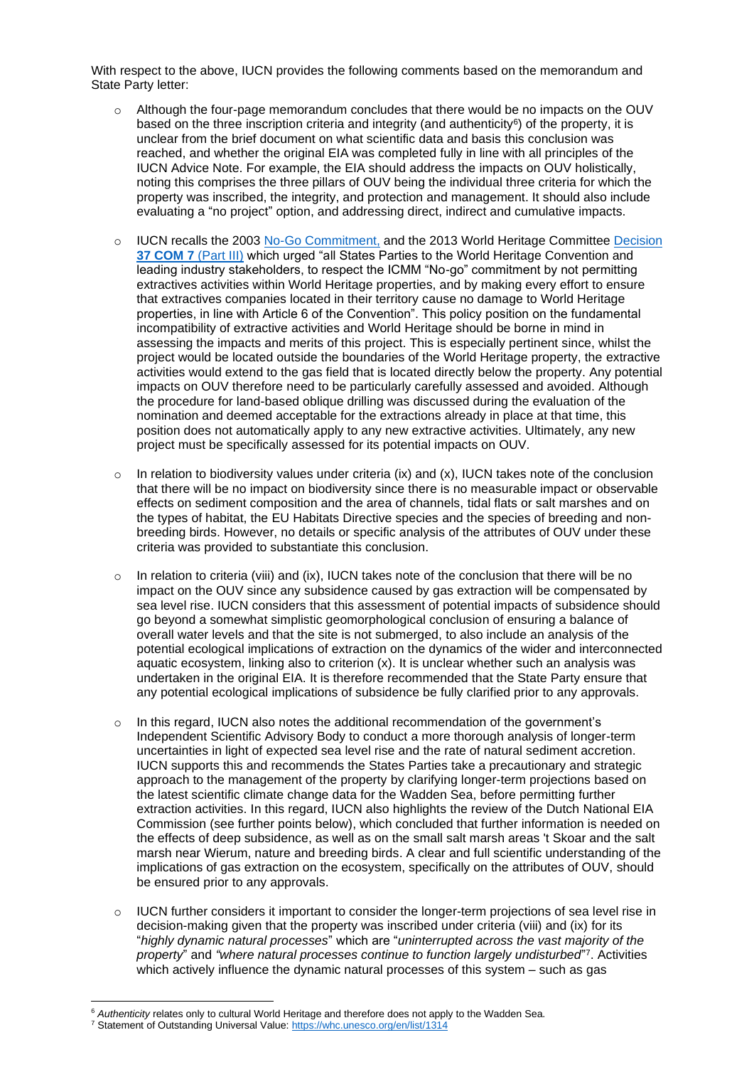With respect to the above, IUCN provides the following comments based on the memorandum and State Party letter:

- Although the four-page memorandum concludes that there would be no impacts on the OUV based on the three inscription criteria and integrity (and authenticity[6]) of the property, it is unclear from the brief document on what scientific data and basis this conclusion was reached, and whether the original EIA was completed fully in line with all principles of the IUCN Advice Note. For example, the EIA should address the impacts on OUV holistically, noting this comprises the three pillars of OUV being the individual three criteria for which the property was inscribed, the integrity, and protection and management. It should also include evaluating a "no project" option, and addressing direct, indirect and cumulative impacts.

- IUCN recalls the 2003 No-Go Commitment, and the 2013 World Heritage Committee **Decision 37 COM 7** (Part III) which urged "all States Parties to the World Heritage Convention and leading industry stakeholders, to respect the ICMM "No-go" commitment by not permitting extractives activities within World Heritage properties, and by making every effort to ensure that extractives companies located in their territory cause no damage to World Heritage properties, in line with Article 6 of the Convention". This policy position on the fundamental incompatibility of extractive activities and World Heritage should be borne in mind in assessing the impacts and merits of this project. This is especially pertinent since, whilst the project would be located outside the boundaries of the World Heritage property, the extractive activities would extend to the gas field that is located directly below the property. Any potential impacts on OUV therefore need to be particularly carefully assessed and avoided. Although the procedure for land-based oblique drilling was discussed during the evaluation of the nomination and deemed acceptable for the extractions already in place at that time, this position does not automatically apply to any new extractive activities. Ultimately, any new project must be specifically assessed for its potential impacts on OUV.

- In relation to biodiversity values under criteria (ix) and (x), IUCN takes note of the conclusion that there will be no impact on biodiversity since there is no measurable impact or observable effects on sediment composition and the area of channels, tidal flats or salt marshes and on the types of habitat, the EU Habitats Directive species and the species of breeding and non-breeding birds. However, no details or specific analysis of the attributes of OUV under these criteria was provided to substantiate this conclusion.

- In relation to criteria (viii) and (ix), IUCN takes note of the conclusion that there will be no impact on the OUV since any subsidence caused by gas extraction will be compensated by sea level rise. IUCN considers that this assessment of potential impacts of subsidence should go beyond a somewhat simplistic geomorphological conclusion of ensuring a balance of overall water levels and that the site is not submerged, to also include an analysis of the potential ecological implications of extraction on the dynamics of the wider and interconnected aquatic ecosystem, linking also to criterion (x). It is unclear whether such an analysis was undertaken in the original EIA. It is therefore recommended that the State Party ensure that any potential ecological implications of subsidence be fully clarified prior to any approvals.

- In this regard, IUCN also notes the additional recommendation of the government's Independent Scientific Advisory Body to conduct a more thorough analysis of longer-term uncertainties in light of expected sea level rise and the rate of natural sediment accretion. IUCN supports this and recommends the States Parties take a precautionary and strategic approach to the management of the property by clarifying longer-term projections based on the latest scientific climate change data for the Wadden Sea, before permitting further extraction activities. In this regard, IUCN also highlights the review of the Dutch National EIA Commission (see further points below), which concluded that further information is needed on the effects of deep subsidence, as well as on the small salt marsh areas 't Skoar and the salt marsh near Wierum, nature and breeding birds. A clear and full scientific understanding of the implications of gas extraction on the ecosystem, specifically on the attributes of OUV, should be ensured prior to any approvals.

- IUCN further considers it important to consider the longer-term projections of sea level rise in decision-making given that the property was inscribed under criteria (viii) and (ix) for its "*highly dynamic natural processes*" which are "*uninterrupted across the vast majority of the property*" and *"where natural processes continue to function largely undisturbed"*[7]. Activities which actively influence the dynamic natural processes of this system – such as gas

---

[6] *Authenticity* relates only to cultural World Heritage and therefore does not apply to the Wadden Sea.

[7] Statement of Outstanding Universal Value: https://whc.unesco.org/en/list/1314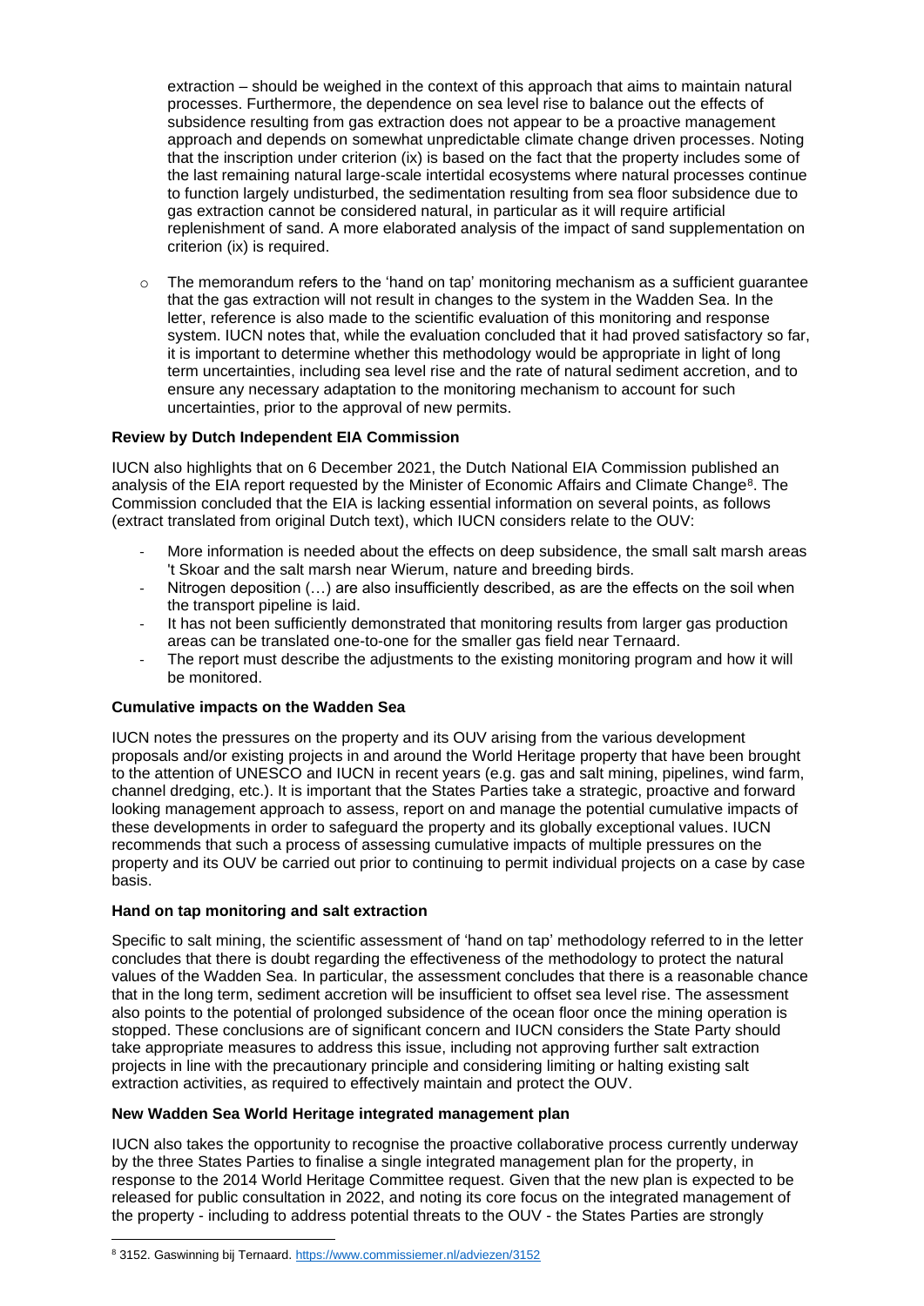extraction – should be weighed in the context of this approach that aims to maintain natural processes. Furthermore, the dependence on sea level rise to balance out the effects of subsidence resulting from gas extraction does not appear to be a proactive management approach and depends on somewhat unpredictable climate change driven processes. Noting that the inscription under criterion (ix) is based on the fact that the property includes some of the last remaining natural large-scale intertidal ecosystems where natural processes continue to function largely undisturbed, the sedimentation resulting from sea floor subsidence due to gas extraction cannot be considered natural, in particular as it will require artificial replenishment of sand. A more elaborated analysis of the impact of sand supplementation on criterion (ix) is required.

- The memorandum refers to the 'hand on tap' monitoring mechanism as a sufficient guarantee that the gas extraction will not result in changes to the system in the Wadden Sea. In the letter, reference is also made to the scientific evaluation of this monitoring and response system. IUCN notes that, while the evaluation concluded that it had proved satisfactory so far, it is important to determine whether this methodology would be appropriate in light of long term uncertainties, including sea level rise and the rate of natural sediment accretion, and to ensure any necessary adaptation to the monitoring mechanism to account for such uncertainties, prior to the approval of new permits.

**Review by Dutch Independent EIA Commission**

IUCN also highlights that on 6 December 2021, the Dutch National EIA Commission published an analysis of the EIA report requested by the Minister of Economic Affairs and Climate Change[8]. The Commission concluded that the EIA is lacking essential information on several points, as follows (extract translated from original Dutch text), which IUCN considers relate to the OUV:

- More information is needed about the effects on deep subsidence, the small salt marsh areas 't Skoar and the salt marsh near Wierum, nature and breeding birds.
- Nitrogen deposition (…) are also insufficiently described, as are the effects on the soil when the transport pipeline is laid.
- It has not been sufficiently demonstrated that monitoring results from larger gas production areas can be translated one-to-one for the smaller gas field near Ternaard.
- The report must describe the adjustments to the existing monitoring program and how it will be monitored.

**Cumulative impacts on the Wadden Sea**

IUCN notes the pressures on the property and its OUV arising from the various development proposals and/or existing projects in and around the World Heritage property that have been brought to the attention of UNESCO and IUCN in recent years (e.g. gas and salt mining, pipelines, wind farm, channel dredging, etc.). It is important that the States Parties take a strategic, proactive and forward looking management approach to assess, report on and manage the potential cumulative impacts of these developments in order to safeguard the property and its globally exceptional values. IUCN recommends that such a process of assessing cumulative impacts of multiple pressures on the property and its OUV be carried out prior to continuing to permit individual projects on a case by case basis.

**Hand on tap monitoring and salt extraction**

Specific to salt mining, the scientific assessment of 'hand on tap' methodology referred to in the letter concludes that there is doubt regarding the effectiveness of the methodology to protect the natural values of the Wadden Sea. In particular, the assessment concludes that there is a reasonable chance that in the long term, sediment accretion will be insufficient to offset sea level rise. The assessment also points to the potential of prolonged subsidence of the ocean floor once the mining operation is stopped. These conclusions are of significant concern and IUCN considers the State Party should take appropriate measures to address this issue, including not approving further salt extraction projects in line with the precautionary principle and considering limiting or halting existing salt extraction activities, as required to effectively maintain and protect the OUV.

**New Wadden Sea World Heritage integrated management plan**

IUCN also takes the opportunity to recognise the proactive collaborative process currently underway by the three States Parties to finalise a single integrated management plan for the property, in response to the 2014 World Heritage Committee request. Given that the new plan is expected to be released for public consultation in 2022, and noting its core focus on the integrated management of the property - including to address potential threats to the OUV - the States Parties are strongly

[8] 3152. Gaswinning bij Ternaard. https://www.commissiemer.nl/adviezen/3152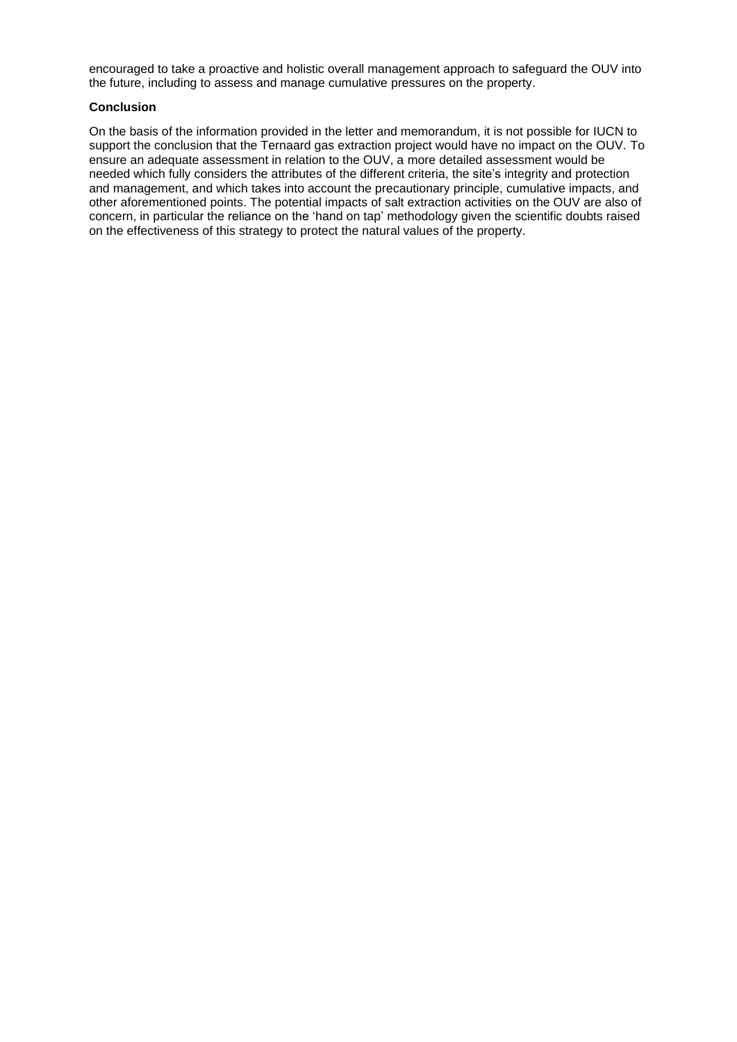encouraged to take a proactive and holistic overall management approach to safeguard the OUV into the future, including to assess and manage cumulative pressures on the property.

**Conclusion**

On the basis of the information provided in the letter and memorandum, it is not possible for IUCN to support the conclusion that the Ternaard gas extraction project would have no impact on the OUV. To ensure an adequate assessment in relation to the OUV, a more detailed assessment would be needed which fully considers the attributes of the different criteria, the site's integrity and protection and management, and which takes into account the precautionary principle, cumulative impacts, and other aforementioned points. The potential impacts of salt extraction activities on the OUV are also of concern, in particular the reliance on the 'hand on tap' methodology given the scientific doubts raised on the effectiveness of this strategy to protect the natural values of the property.